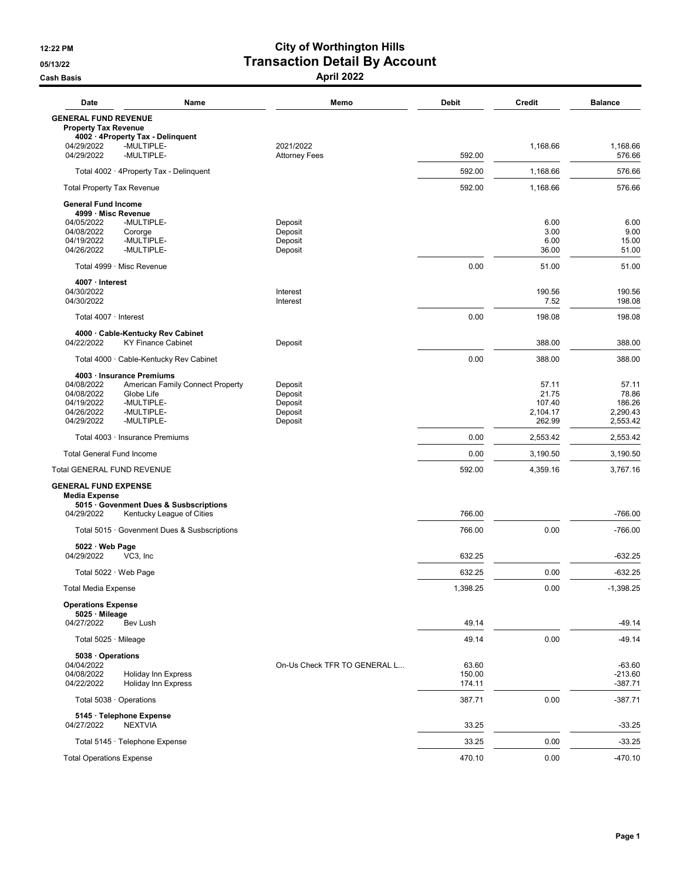12:22 PM
05/13/22
Cash Basis

# City of Worthington Hills
## Transaction Detail By Account
### April 2022

| Date | Name | Memo | Debit | Credit | Balance |
|---|---|---|---|---|---|
| **GENERAL FUND REVENUE** | | | | | |
| **Property Tax Revenue** | | | | | |
| **4002 · 4Property Tax - Delinquent** | | | | | |
| 04/29/2022 | -MULTIPLE- | 2021/2022 | | 1,168.66 | 1,168.66 |
| 04/29/2022 | -MULTIPLE- | Attorney Fees | 592.00 | | 576.66 |
| Total 4002 · 4Property Tax - Delinquent | | | 592.00 | 1,168.66 | 576.66 |
| Total Property Tax Revenue | | | 592.00 | 1,168.66 | 576.66 |
| **General Fund Income** | | | | | |
| **4999 · Misc Revenue** | | | | | |
| 04/05/2022 | -MULTIPLE- | Deposit | | 6.00 | 6.00 |
| 04/08/2022 | Cororge | Deposit | | 3.00 | 9.00 |
| 04/19/2022 | -MULTIPLE- | Deposit | | 6.00 | 15.00 |
| 04/26/2022 | -MULTIPLE- | Deposit | | 36.00 | 51.00 |
| Total 4999 · Misc Revenue | | | 0.00 | 51.00 | 51.00 |
| **4007 · Interest** | | | | | |
| 04/30/2022 | | Interest | | 190.56 | 190.56 |
| 04/30/2022 | | Interest | | 7.52 | 198.08 |
| Total 4007 · Interest | | | 0.00 | 198.08 | 198.08 |
| **4000 · Cable-Kentucky Rev Cabinet** | | | | | |
| 04/22/2022 | KY Finance Cabinet | Deposit | | 388.00 | 388.00 |
| Total 4000 · Cable-Kentucky Rev Cabinet | | | 0.00 | 388.00 | 388.00 |
| **4003 · Insurance Premiums** | | | | | |
| 04/08/2022 | American Family Connect Property | Deposit | | 57.11 | 57.11 |
| 04/08/2022 | Globe Life | Deposit | | 21.75 | 78.86 |
| 04/19/2022 | -MULTIPLE- | Deposit | | 107.40 | 186.26 |
| 04/26/2022 | -MULTIPLE- | Deposit | | 2,104.17 | 2,290.43 |
| 04/29/2022 | -MULTIPLE- | Deposit | | 262.99 | 2,553.42 |
| Total 4003 · Insurance Premiums | | | 0.00 | 2,553.42 | 2,553.42 |
| Total General Fund Income | | | 0.00 | 3,190.50 | 3,190.50 |
| Total GENERAL FUND REVENUE | | | 592.00 | 4,359.16 | 3,767.16 |
| **GENERAL FUND EXPENSE** | | | | | |
| **Media Expense** | | | | | |
| **5015 · Govenment Dues & Susbscriptions** | | | | | |
| 04/29/2022 | Kentucky League of Cities | | 766.00 | | -766.00 |
| Total 5015 · Govenment Dues & Susbscriptions | | | 766.00 | 0.00 | -766.00 |
| **5022 · Web Page** | | | | | |
| 04/29/2022 | VC3, Inc | | 632.25 | | -632.25 |
| Total 5022 · Web Page | | | 632.25 | 0.00 | -632.25 |
| Total Media Expense | | | 1,398.25 | 0.00 | -1,398.25 |
| **Operations Expense** | | | | | |
| **5025 · Mileage** | | | | | |
| 04/27/2022 | Bev Lush | | 49.14 | | -49.14 |
| Total 5025 · Mileage | | | 49.14 | 0.00 | -49.14 |
| **5038 · Operations** | | | | | |
| 04/04/2022 | | On-Us Check TFR TO GENERAL L... | 63.60 | | -63.60 |
| 04/08/2022 | Holiday Inn Express | | 150.00 | | -213.60 |
| 04/22/2022 | Holiday Inn Express | | 174.11 | | -387.71 |
| Total 5038 · Operations | | | 387.71 | 0.00 | -387.71 |
| **5145 · Telephone Expense** | | | | | |
| 04/27/2022 | NEXTVIA | | 33.25 | | -33.25 |
| Total 5145 · Telephone Expense | | | 33.25 | 0.00 | -33.25 |
| Total Operations Expense | | | 470.10 | 0.00 | -470.10 |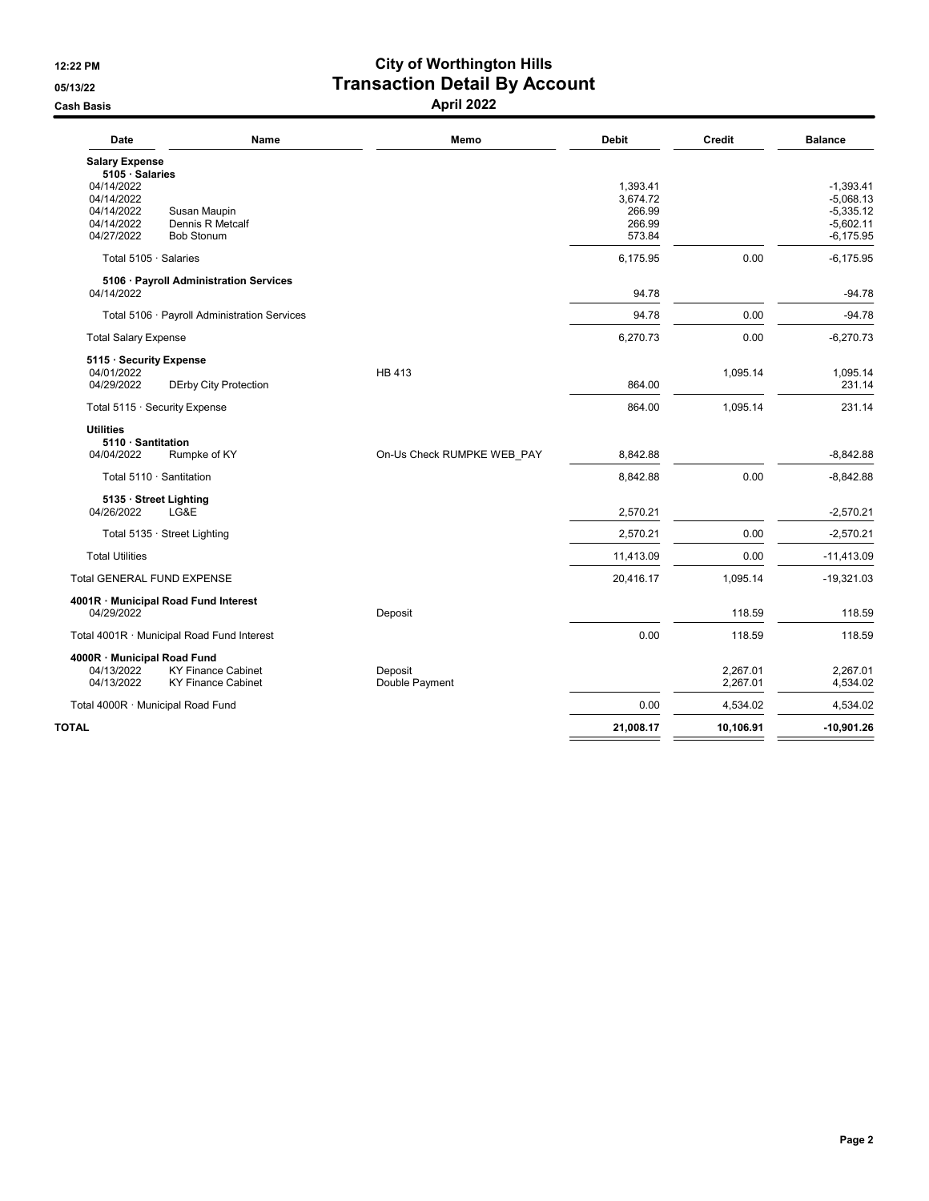12:22 PM

05/13/22

Cash Basis

# City of Worthington Hills
## Transaction Detail By Account
### April 2022

| Date | Name | Memo | Debit | Credit | Balance |
|---|---|---|---|---|---|
| **Salary Expense** | | | | | |
| **5105 · Salaries** | | | | | |
| 04/14/2022 | | | 1,393.41 | | -1,393.41 |
| 04/14/2022 | | | 3,674.72 | | -5,068.13 |
| 04/14/2022 | Susan Maupin | | 266.99 | | -5,335.12 |
| 04/14/2022 | Dennis R Metcalf | | 266.99 | | -5,602.11 |
| 04/27/2022 | Bob Stonum | | 573.84 | | -6,175.95 |
| Total 5105 · Salaries | | | 6,175.95 | 0.00 | -6,175.95 |
| **5106 · Payroll Administration Services** | | | | | |
| 04/14/2022 | | | 94.78 | | -94.78 |
| Total 5106 · Payroll Administration Services | | | 94.78 | 0.00 | -94.78 |
| Total Salary Expense | | | 6,270.73 | 0.00 | -6,270.73 |
| **5115 · Security Expense** | | | | | |
| 04/01/2022 | | HB 413 | | 1,095.14 | 1,095.14 |
| 04/29/2022 | DErby City Protection | | 864.00 | | 231.14 |
| Total 5115 · Security Expense | | | 864.00 | 1,095.14 | 231.14 |
| **Utilities** | | | | | |
| **5110 · Santitation** | | | | | |
| 04/04/2022 | Rumpke of KY | On-Us Check RUMPKE WEB_PAY | 8,842.88 | | -8,842.88 |
| Total 5110 · Santitation | | | 8,842.88 | 0.00 | -8,842.88 |
| **5135 · Street Lighting** | | | | | |
| 04/26/2022 | LG&E | | 2,570.21 | | -2,570.21 |
| Total 5135 · Street Lighting | | | 2,570.21 | 0.00 | -2,570.21 |
| Total Utilities | | | 11,413.09 | 0.00 | -11,413.09 |
| Total GENERAL FUND EXPENSE | | | 20,416.17 | 1,095.14 | -19,321.03 |
| **4001R · Municipal Road Fund Interest** | | | | | |
| 04/29/2022 | | Deposit | | 118.59 | 118.59 |
| Total 4001R · Municipal Road Fund Interest | | | 0.00 | 118.59 | 118.59 |
| **4000R · Municipal Road Fund** | | | | | |
| 04/13/2022 | KY Finance Cabinet | Deposit | | 2,267.01 | 2,267.01 |
| 04/13/2022 | KY Finance Cabinet | Double Payment | | 2,267.01 | 4,534.02 |
| Total 4000R · Municipal Road Fund | | | 0.00 | 4,534.02 | 4,534.02 |
| **TOTAL** | | | **21,008.17** | **10,106.91** | **-10,901.26** |